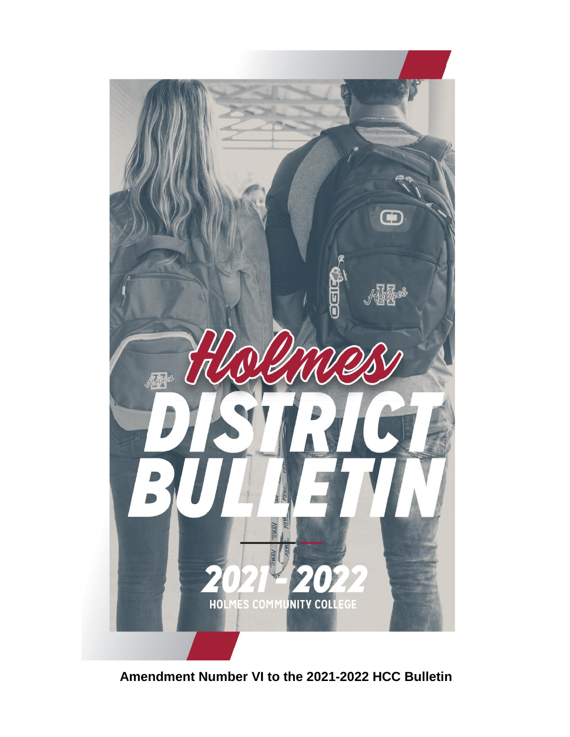# Holmes

# DISTRICT BULLETIN

## 2021 - 2022

HOLMES COMMUNITY COLLEGE

**Amendment Number VI to the 2021-2022 HCC Bulletin**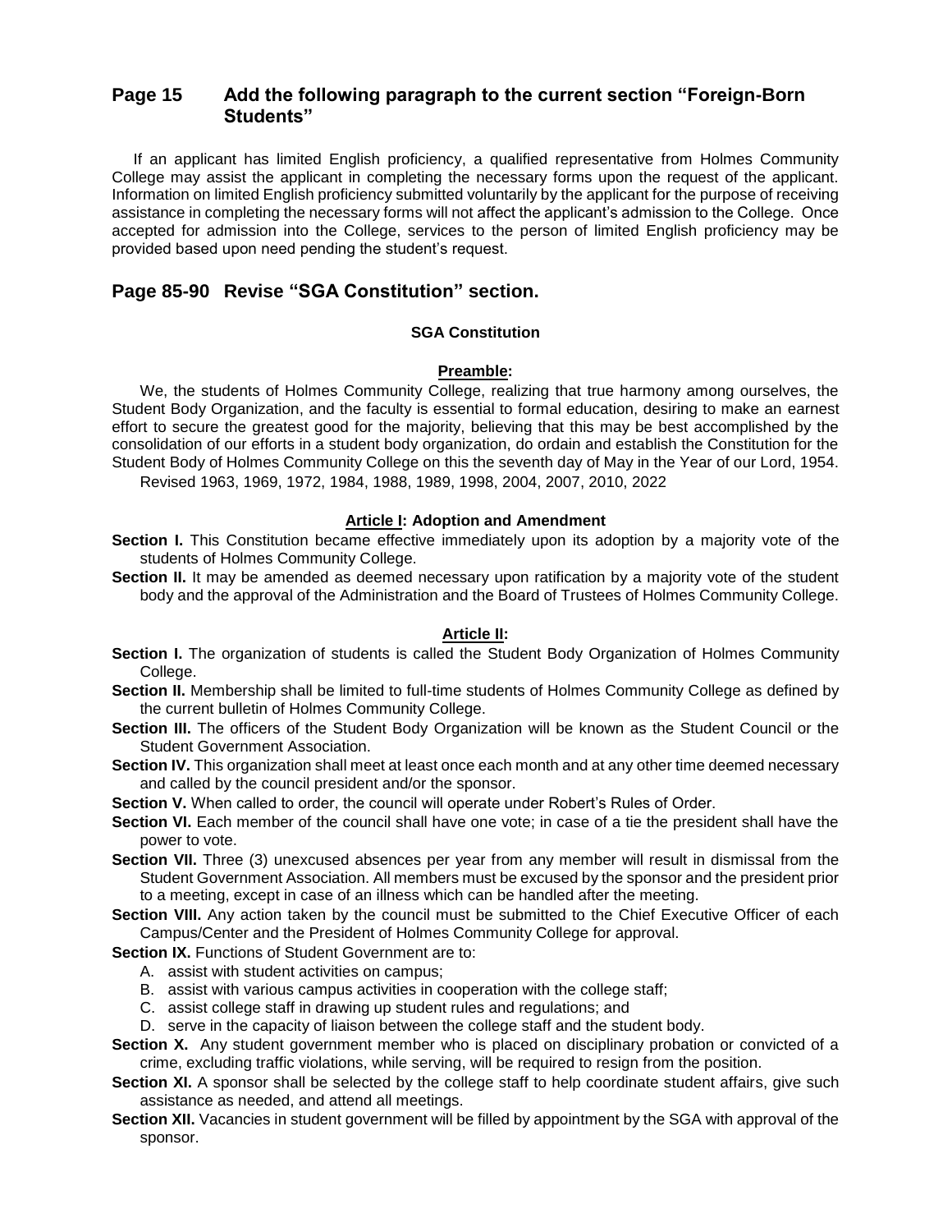## Page 15 Add the following paragraph to the current section "Foreign-Born Students"

If an applicant has limited English proficiency, a qualified representative from Holmes Community College may assist the applicant in completing the necessary forms upon the request of the applicant. Information on limited English proficiency submitted voluntarily by the applicant for the purpose of receiving assistance in completing the necessary forms will not affect the applicant's admission to the College. Once accepted for admission into the College, services to the person of limited English proficiency may be provided based upon need pending the student's request.

## Page 85-90 Revise "SGA Constitution" section.

### SGA Constitution

#### Preamble:

We, the students of Holmes Community College, realizing that true harmony among ourselves, the Student Body Organization, and the faculty is essential to formal education, desiring to make an earnest effort to secure the greatest good for the majority, believing that this may be best accomplished by the consolidation of our efforts in a student body organization, do ordain and establish the Constitution for the Student Body of Holmes Community College on this the seventh day of May in the Year of our Lord, 1954.

Revised 1963, 1969, 1972, 1984, 1988, 1989, 1998, 2004, 2007, 2010, 2022

#### Article I: Adoption and Amendment

**Section I.** This Constitution became effective immediately upon its adoption by a majority vote of the students of Holmes Community College.

**Section II.** It may be amended as deemed necessary upon ratification by a majority vote of the student body and the approval of the Administration and the Board of Trustees of Holmes Community College.

#### Article II:

**Section I.** The organization of students is called the Student Body Organization of Holmes Community College.

**Section II.** Membership shall be limited to full-time students of Holmes Community College as defined by the current bulletin of Holmes Community College.

**Section III.** The officers of the Student Body Organization will be known as the Student Council or the Student Government Association.

**Section IV.** This organization shall meet at least once each month and at any other time deemed necessary and called by the council president and/or the sponsor.

**Section V.** When called to order, the council will operate under Robert's Rules of Order.

**Section VI.** Each member of the council shall have one vote; in case of a tie the president shall have the power to vote.

**Section VII.** Three (3) unexcused absences per year from any member will result in dismissal from the Student Government Association. All members must be excused by the sponsor and the president prior to a meeting, except in case of an illness which can be handled after the meeting.

**Section VIII.** Any action taken by the council must be submitted to the Chief Executive Officer of each Campus/Center and the President of Holmes Community College for approval.

**Section IX.** Functions of Student Government are to:

A. assist with student activities on campus;
B. assist with various campus activities in cooperation with the college staff;
C. assist college staff in drawing up student rules and regulations; and
D. serve in the capacity of liaison between the college staff and the student body.

**Section X.** Any student government member who is placed on disciplinary probation or convicted of a crime, excluding traffic violations, while serving, will be required to resign from the position.

**Section XI.** A sponsor shall be selected by the college staff to help coordinate student affairs, give such assistance as needed, and attend all meetings.

**Section XII.** Vacancies in student government will be filled by appointment by the SGA with approval of the sponsor.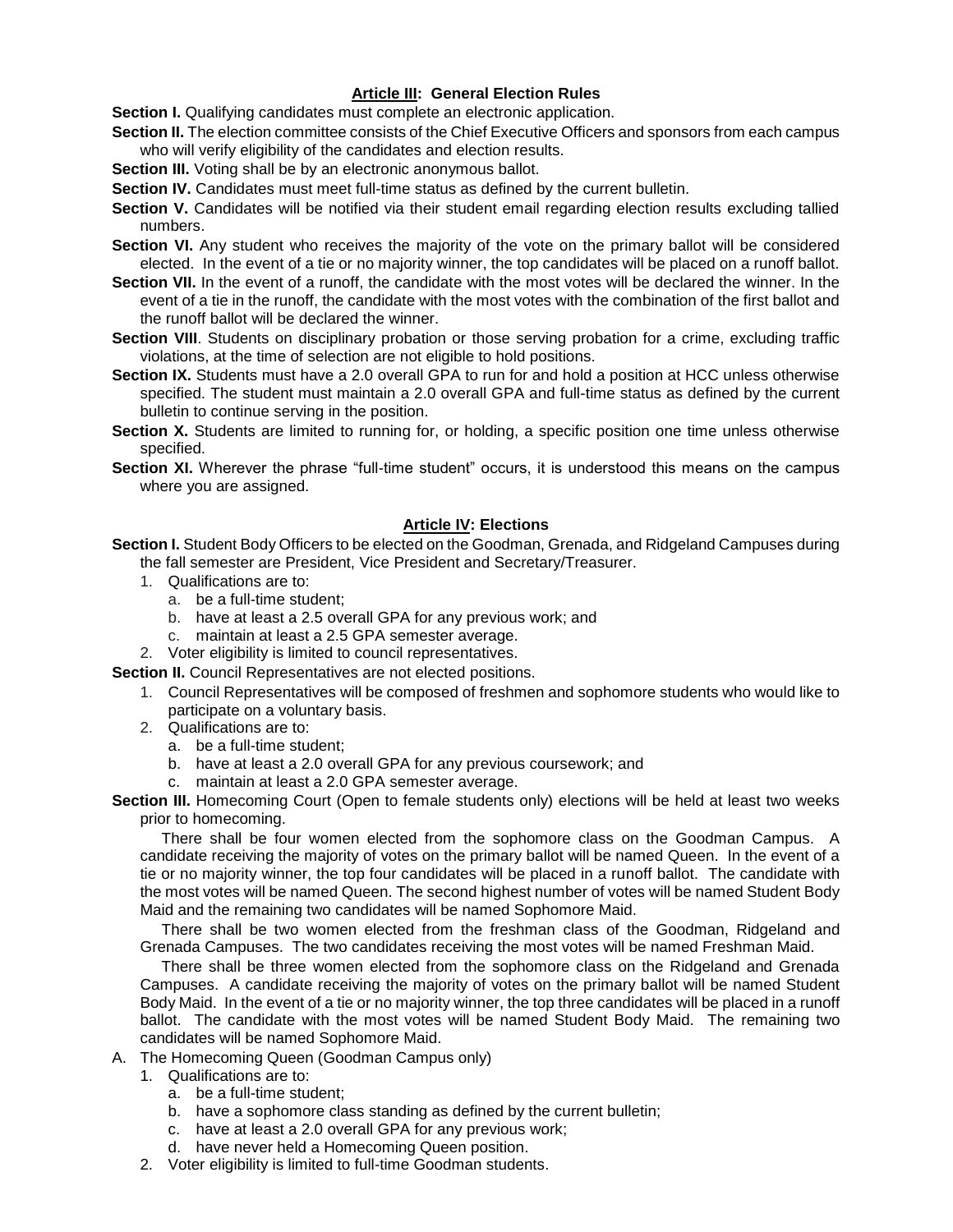## Article III: General Election Rules

**Section I.** Qualifying candidates must complete an electronic application.

**Section II.** The election committee consists of the Chief Executive Officers and sponsors from each campus who will verify eligibility of the candidates and election results.

**Section III.** Voting shall be by an electronic anonymous ballot.

**Section IV.** Candidates must meet full-time status as defined by the current bulletin.

**Section V.** Candidates will be notified via their student email regarding election results excluding tallied numbers.

**Section VI.** Any student who receives the majority of the vote on the primary ballot will be considered elected. In the event of a tie or no majority winner, the top candidates will be placed on a runoff ballot.

**Section VII.** In the event of a runoff, the candidate with the most votes will be declared the winner. In the event of a tie in the runoff, the candidate with the most votes with the combination of the first ballot and the runoff ballot will be declared the winner.

**Section VIII**. Students on disciplinary probation or those serving probation for a crime, excluding traffic violations, at the time of selection are not eligible to hold positions.

**Section IX.** Students must have a 2.0 overall GPA to run for and hold a position at HCC unless otherwise specified. The student must maintain a 2.0 overall GPA and full-time status as defined by the current bulletin to continue serving in the position.

**Section X.** Students are limited to running for, or holding, a specific position one time unless otherwise specified.

**Section XI.** Wherever the phrase "full-time student" occurs, it is understood this means on the campus where you are assigned.

## Article IV: Elections

**Section I.** Student Body Officers to be elected on the Goodman, Grenada, and Ridgeland Campuses during the fall semester are President, Vice President and Secretary/Treasurer.

1. Qualifications are to:
   a. be a full-time student;
   b. have at least a 2.5 overall GPA for any previous work; and
   c. maintain at least a 2.5 GPA semester average.
2. Voter eligibility is limited to council representatives.

**Section II.** Council Representatives are not elected positions.

1. Council Representatives will be composed of freshmen and sophomore students who would like to participate on a voluntary basis.
2. Qualifications are to:
   a. be a full-time student;
   b. have at least a 2.0 overall GPA for any previous coursework; and
   c. maintain at least a 2.0 GPA semester average.

**Section III.** Homecoming Court (Open to female students only) elections will be held at least two weeks prior to homecoming.

There shall be four women elected from the sophomore class on the Goodman Campus. A candidate receiving the majority of votes on the primary ballot will be named Queen. In the event of a tie or no majority winner, the top four candidates will be placed in a runoff ballot. The candidate with the most votes will be named Queen. The second highest number of votes will be named Student Body Maid and the remaining two candidates will be named Sophomore Maid.

There shall be two women elected from the freshman class of the Goodman, Ridgeland and Grenada Campuses. The two candidates receiving the most votes will be named Freshman Maid.

There shall be three women elected from the sophomore class on the Ridgeland and Grenada Campuses. A candidate receiving the majority of votes on the primary ballot will be named Student Body Maid. In the event of a tie or no majority winner, the top three candidates will be placed in a runoff ballot. The candidate with the most votes will be named Student Body Maid. The remaining two candidates will be named Sophomore Maid.

A. The Homecoming Queen (Goodman Campus only)
   1. Qualifications are to:
      a. be a full-time student;
      b. have a sophomore class standing as defined by the current bulletin;
      c. have at least a 2.0 overall GPA for any previous work;
      d. have never held a Homecoming Queen position.
   2. Voter eligibility is limited to full-time Goodman students.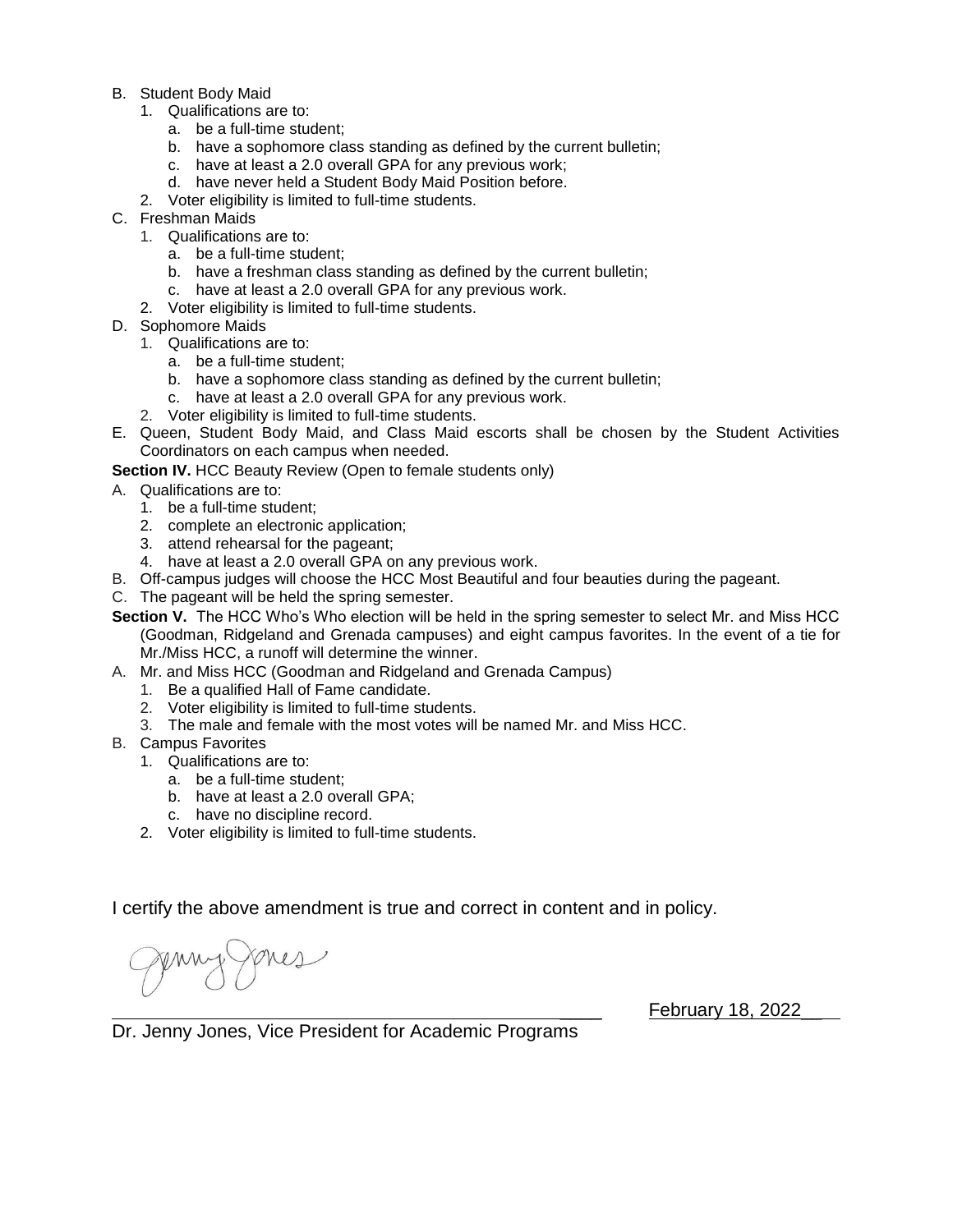B. Student Body Maid
   1. Qualifications are to:
      a. be a full-time student;
      b. have a sophomore class standing as defined by the current bulletin;
      c. have at least a 2.0 overall GPA for any previous work;
      d. have never held a Student Body Maid Position before.
   2. Voter eligibility is limited to full-time students.

C. Freshman Maids
   1. Qualifications are to:
      a. be a full-time student;
      b. have a freshman class standing as defined by the current bulletin;
      c. have at least a 2.0 overall GPA for any previous work.
   2. Voter eligibility is limited to full-time students.

D. Sophomore Maids
   1. Qualifications are to:
      a. be a full-time student;
      b. have a sophomore class standing as defined by the current bulletin;
      c. have at least a 2.0 overall GPA for any previous work.
   2. Voter eligibility is limited to full-time students.

E. Queen, Student Body Maid, and Class Maid escorts shall be chosen by the Student Activities Coordinators on each campus when needed.

**Section IV.** HCC Beauty Review (Open to female students only)

A. Qualifications are to:
   1. be a full-time student;
   2. complete an electronic application;
   3. attend rehearsal for the pageant;
   4. have at least a 2.0 overall GPA on any previous work.

B. Off-campus judges will choose the HCC Most Beautiful and four beauties during the pageant.

C. The pageant will be held the spring semester.

**Section V.** The HCC Who's Who election will be held in the spring semester to select Mr. and Miss HCC (Goodman, Ridgeland and Grenada campuses) and eight campus favorites. In the event of a tie for Mr./Miss HCC, a runoff will determine the winner.

A. Mr. and Miss HCC (Goodman and Ridgeland and Grenada Campus)
   1. Be a qualified Hall of Fame candidate.
   2. Voter eligibility is limited to full-time students.
   3. The male and female with the most votes will be named Mr. and Miss HCC.

B. Campus Favorites
   1. Qualifications are to:
      a. be a full-time student;
      b. have at least a 2.0 overall GPA;
      c. have no discipline record.
   2. Voter eligibility is limited to full-time students.

I certify the above amendment is true and correct in content and in policy.

Jenny Jones

Dr. Jenny Jones, Vice President for Academic Programs

February 18, 2022